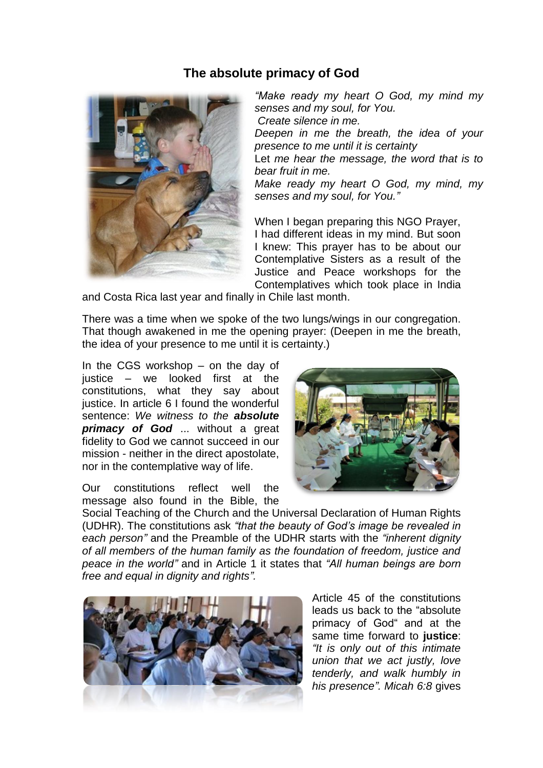## The absolute primacy of God

*"Make ready my heart O God, my mind my senses and my soul, for You.*
*Create silence in me.*
*Deepen in me the breath, the idea of your presence to me until it is certainty*
Let *me hear the message, the word that is to bear fruit in me.*
*Make ready my heart O God, my mind, my senses and my soul, for You."*

When I began preparing this NGO Prayer, I had different ideas in my mind. But soon I knew: This prayer has to be about our Contemplative Sisters as a result of the Justice and Peace workshops for the Contemplatives which took place in India and Costa Rica last year and finally in Chile last month.

There was a time when we spoke of the two lungs/wings in our congregation. That though awakened in me the opening prayer: (Deepen in me the breath, the idea of your presence to me until it is certainty.)

In the CGS workshop – on the day of justice – we looked first at the constitutions, what they say about justice. In article 6 I found the wonderful sentence: *We witness to the* ***absolute primacy of God*** ... without a great fidelity to God we cannot succeed in our mission - neither in the direct apostolate, nor in the contemplative way of life.

Our constitutions reflect well the message also found in the Bible, the Social Teaching of the Church and the Universal Declaration of Human Rights (UDHR). The constitutions ask *"that the beauty of God's image be revealed in each person"* and the Preamble of the UDHR starts with the *"inherent dignity of all members of the human family as the foundation of freedom, justice and peace in the world"* and in Article 1 it states that *"All human beings are born free and equal in dignity and rights".*

Article 45 of the constitutions leads us back to the "absolute primacy of God" and at the same time forward to **justice**: *"It is only out of this intimate union that we act justly, love tenderly, and walk humbly in his presence". Micah 6:8* gives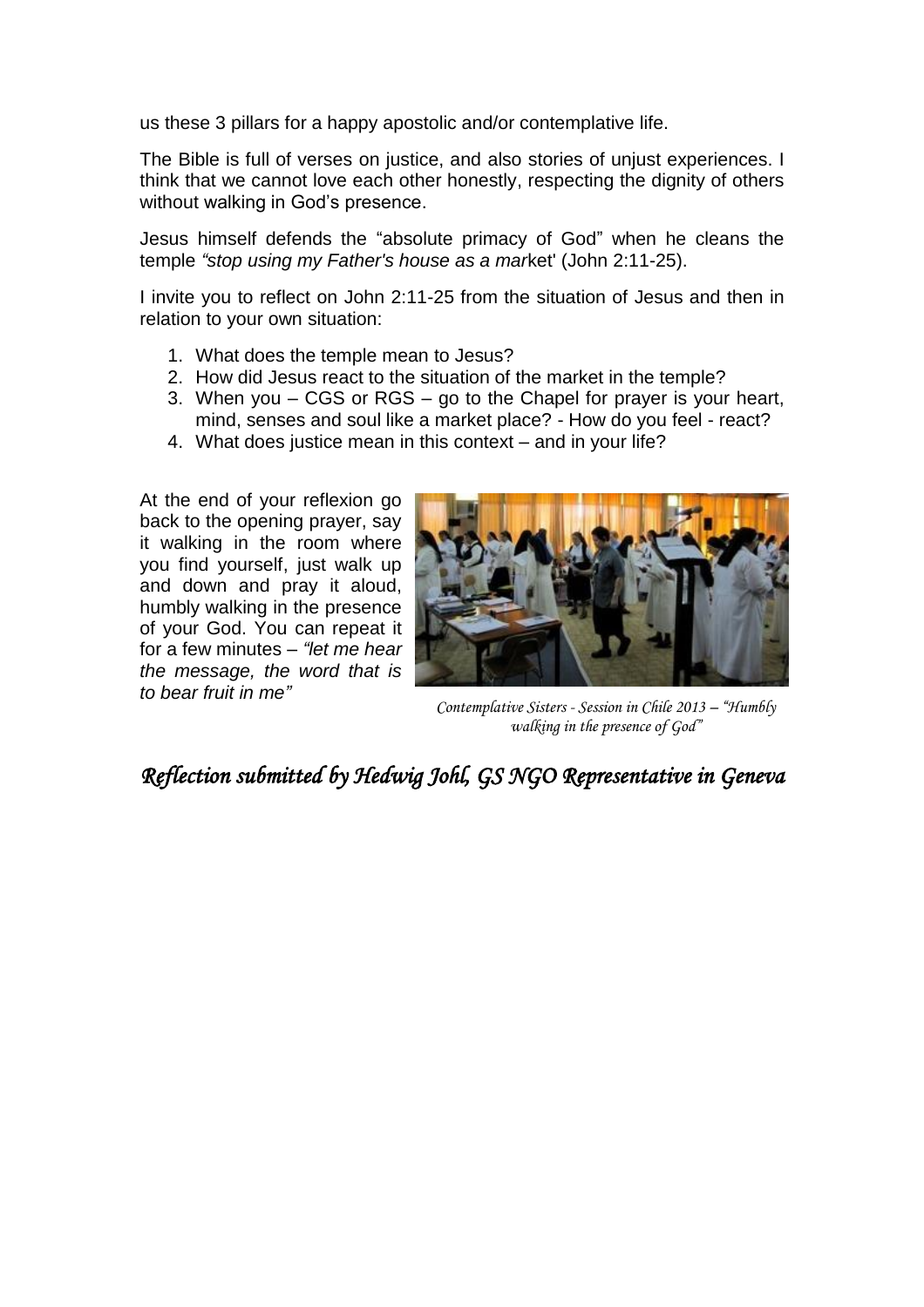us these 3 pillars for a happy apostolic and/or contemplative life.

The Bible is full of verses on justice, and also stories of unjust experiences. I think that we cannot love each other honestly, respecting the dignity of others without walking in God's presence.

Jesus himself defends the "absolute primacy of God" when he cleans the temple *"stop using my Father's house as a mar*ket' (John 2:11-25).

I invite you to reflect on John 2:11-25 from the situation of Jesus and then in relation to your own situation:

1. What does the temple mean to Jesus?
2. How did Jesus react to the situation of the market in the temple?
3. When you – CGS or RGS – go to the Chapel for prayer is your heart, mind, senses and soul like a market place? - How do you feel - react?
4. What does justice mean in this context – and in your life?

At the end of your reflexion go back to the opening prayer, say it walking in the room where you find yourself, just walk up and down and pray it aloud, humbly walking in the presence of your God. You can repeat it for a few minutes – *"let me hear the message, the word that is to bear fruit in me"*

*Contemplative Sisters - Session in Chile 2013 – "Humbly walking in the presence of God"*

***Reflection submitted by Hedwig Johl, GS NGO Representative in Geneva***